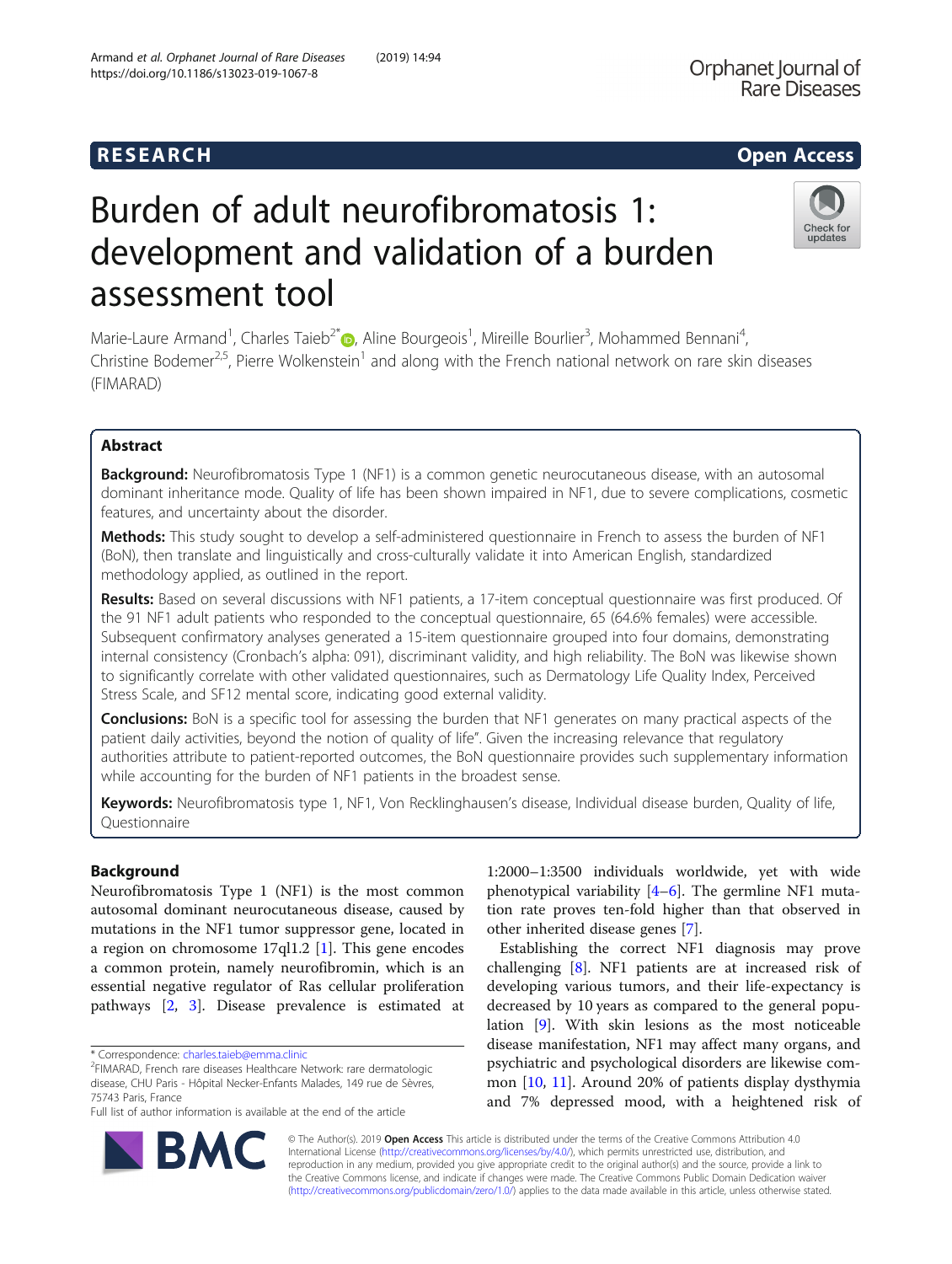RESEARCH

Open Access

# Burden of adult neurofibromatosis 1: development and validation of a burden assessment tool

Marie-Laure Armand[1], Charles Taieb[2*], Aline Bourgeois[1], Mireille Bourlier[3], Mohammed Bennani[4], Christine Bodemer[2,5], Pierre Wolkenstein[1] and along with the French national network on rare skin diseases (FIMARAD)

## Abstract

**Background:** Neurofibromatosis Type 1 (NF1) is a common genetic neurocutaneous disease, with an autosomal dominant inheritance mode. Quality of life has been shown impaired in NF1, due to severe complications, cosmetic features, and uncertainty about the disorder.

**Methods:** This study sought to develop a self-administered questionnaire in French to assess the burden of NF1 (BoN), then translate and linguistically and cross-culturally validate it into American English, standardized methodology applied, as outlined in the report.

**Results:** Based on several discussions with NF1 patients, a 17-item conceptual questionnaire was first produced. Of the 91 NF1 adult patients who responded to the conceptual questionnaire, 65 (64.6% females) were accessible. Subsequent confirmatory analyses generated a 15-item questionnaire grouped into four domains, demonstrating internal consistency (Cronbach's alpha: 091), discriminant validity, and high reliability. The BoN was likewise shown to significantly correlate with other validated questionnaires, such as Dermatology Life Quality Index, Perceived Stress Scale, and SF12 mental score, indicating good external validity.

**Conclusions:** BoN is a specific tool for assessing the burden that NF1 generates on many practical aspects of the patient daily activities, beyond the notion of quality of life". Given the increasing relevance that regulatory authorities attribute to patient-reported outcomes, the BoN questionnaire provides such supplementary information while accounting for the burden of NF1 patients in the broadest sense.

**Keywords:** Neurofibromatosis type 1, NF1, Von Recklinghausen's disease, Individual disease burden, Quality of life, Questionnaire

## Background

Neurofibromatosis Type 1 (NF1) is the most common autosomal dominant neurocutaneous disease, caused by mutations in the NF1 tumor suppressor gene, located in a region on chromosome 17ql1.2 [1]. This gene encodes a common protein, namely neurofibromin, which is an essential negative regulator of Ras cellular proliferation pathways [2, 3]. Disease prevalence is estimated at 1:2000–1:3500 individuals worldwide, yet with wide phenotypical variability [4–6]. The germline NF1 mutation rate proves ten-fold higher than that observed in other inherited disease genes [7].

Establishing the correct NF1 diagnosis may prove challenging [8]. NF1 patients are at increased risk of developing various tumors, and their life-expectancy is decreased by 10 years as compared to the general population [9]. With skin lesions as the most noticeable disease manifestation, NF1 may affect many organs, and psychiatric and psychological disorders are likewise common [10, 11]. Around 20% of patients display dysthymia and 7% depressed mood, with a heightened risk of

* Correspondence: charles.taieb@emma.clinic
[2]FIMARAD, French rare diseases Healthcare Network: rare dermatologic disease, CHU Paris - Hôpital Necker-Enfants Malades, 149 rue de Sèvres, 75743 Paris, France
Full list of author information is available at the end of the article

© The Author(s). 2019 **Open Access** This article is distributed under the terms of the Creative Commons Attribution 4.0 International License (http://creativecommons.org/licenses/by/4.0/), which permits unrestricted use, distribution, and reproduction in any medium, provided you give appropriate credit to the original author(s) and the source, provide a link to the Creative Commons license, and indicate if changes were made. The Creative Commons Public Domain Dedication waiver (http://creativecommons.org/publicdomain/zero/1.0/) applies to the data made available in this article, unless otherwise stated.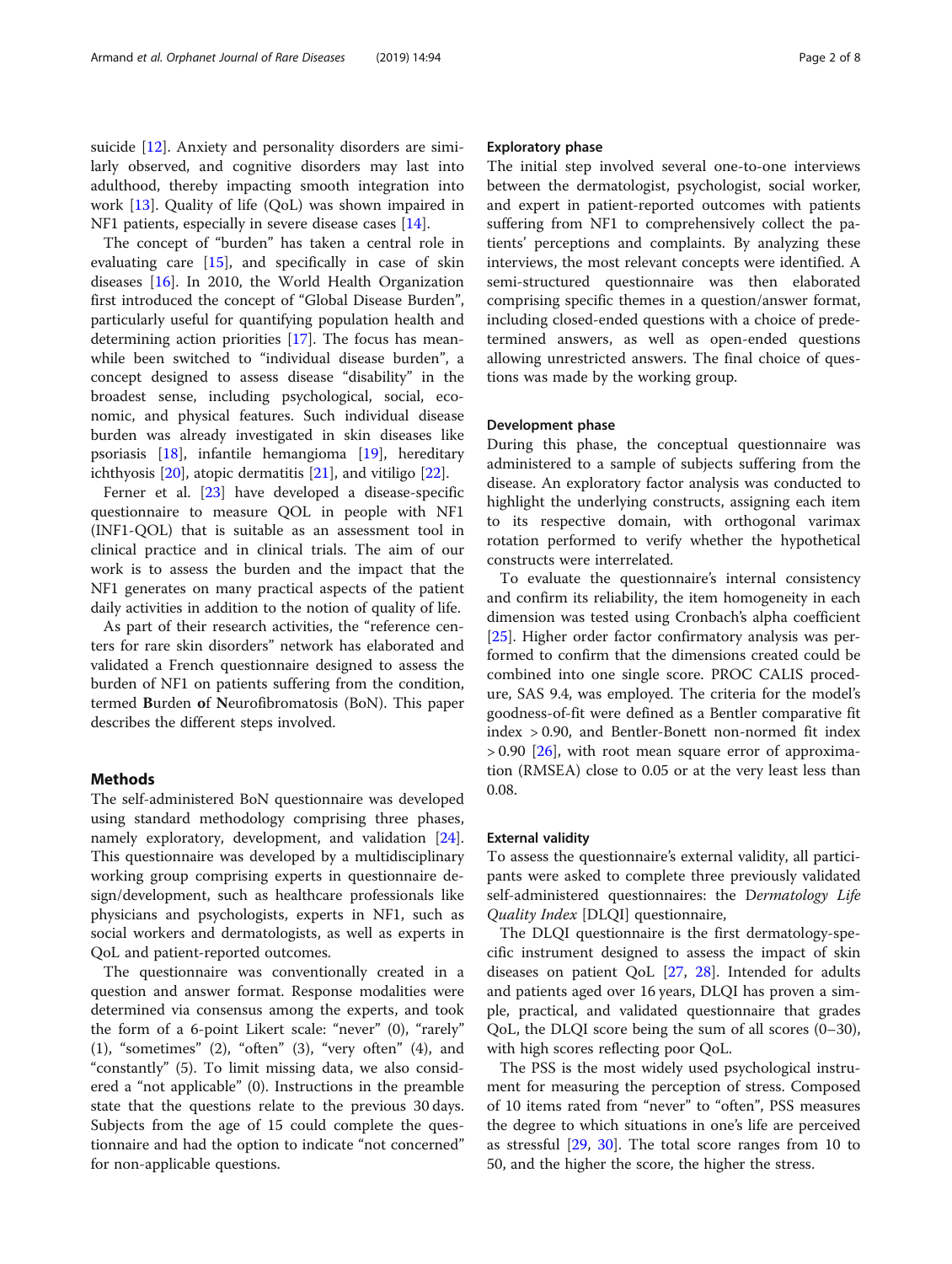suicide [12]. Anxiety and personality disorders are similarly observed, and cognitive disorders may last into adulthood, thereby impacting smooth integration into work [13]. Quality of life (QoL) was shown impaired in NF1 patients, especially in severe disease cases [14].

The concept of "burden" has taken a central role in evaluating care [15], and specifically in case of skin diseases [16]. In 2010, the World Health Organization first introduced the concept of "Global Disease Burden", particularly useful for quantifying population health and determining action priorities [17]. The focus has meanwhile been switched to "individual disease burden", a concept designed to assess disease "disability" in the broadest sense, including psychological, social, economic, and physical features. Such individual disease burden was already investigated in skin diseases like psoriasis [18], infantile hemangioma [19], hereditary ichthyosis [20], atopic dermatitis [21], and vitiligo [22].

Ferner et al. [23] have developed a disease-specific questionnaire to measure QOL in people with NF1 (INF1-QOL) that is suitable as an assessment tool in clinical practice and in clinical trials. The aim of our work is to assess the burden and the impact that the NF1 generates on many practical aspects of the patient daily activities in addition to the notion of quality of life.

As part of their research activities, the "reference centers for rare skin disorders" network has elaborated and validated a French questionnaire designed to assess the burden of NF1 on patients suffering from the condition, termed **B**urden **o**f **N**eurofibromatosis (BoN). This paper describes the different steps involved.

## Methods

The self-administered BoN questionnaire was developed using standard methodology comprising three phases, namely exploratory, development, and validation [24]. This questionnaire was developed by a multidisciplinary working group comprising experts in questionnaire design/development, such as healthcare professionals like physicians and psychologists, experts in NF1, such as social workers and dermatologists, as well as experts in QoL and patient-reported outcomes.

The questionnaire was conventionally created in a question and answer format. Response modalities were determined via consensus among the experts, and took the form of a 6-point Likert scale: "never" (0), "rarely" (1), "sometimes" (2), "often" (3), "very often" (4), and "constantly" (5). To limit missing data, we also considered a "not applicable" (0). Instructions in the preamble state that the questions relate to the previous 30 days. Subjects from the age of 15 could complete the questionnaire and had the option to indicate "not concerned" for non-applicable questions.

### Exploratory phase

The initial step involved several one-to-one interviews between the dermatologist, psychologist, social worker, and expert in patient-reported outcomes with patients suffering from NF1 to comprehensively collect the patients' perceptions and complaints. By analyzing these interviews, the most relevant concepts were identified. A semi-structured questionnaire was then elaborated comprising specific themes in a question/answer format, including closed-ended questions with a choice of predetermined answers, as well as open-ended questions allowing unrestricted answers. The final choice of questions was made by the working group.

### Development phase

During this phase, the conceptual questionnaire was administered to a sample of subjects suffering from the disease. An exploratory factor analysis was conducted to highlight the underlying constructs, assigning each item to its respective domain, with orthogonal varimax rotation performed to verify whether the hypothetical constructs were interrelated.

To evaluate the questionnaire's internal consistency and confirm its reliability, the item homogeneity in each dimension was tested using Cronbach's alpha coefficient [25]. Higher order factor confirmatory analysis was performed to confirm that the dimensions created could be combined into one single score. PROC CALIS procedure, SAS 9.4, was employed. The criteria for the model's goodness-of-fit were defined as a Bentler comparative fit index $> 0.90$, and Bentler-Bonett non-normed fit index $> 0.90$ [26], with root mean square error of approximation (RMSEA) close to 0.05 or at the very least less than 0.08.

### External validity

To assess the questionnaire's external validity, all participants were asked to complete three previously validated self-administered questionnaires: the *Dermatology Life Quality Index* [DLQI] questionnaire,

The DLQI questionnaire is the first dermatology-specific instrument designed to assess the impact of skin diseases on patient QoL [27, 28]. Intended for adults and patients aged over 16 years, DLQI has proven a simple, practical, and validated questionnaire that grades QoL, the DLQI score being the sum of all scores (0–30), with high scores reflecting poor QoL.

The PSS is the most widely used psychological instrument for measuring the perception of stress. Composed of 10 items rated from "never" to "often", PSS measures the degree to which situations in one's life are perceived as stressful [29, 30]. The total score ranges from 10 to 50, and the higher the score, the higher the stress.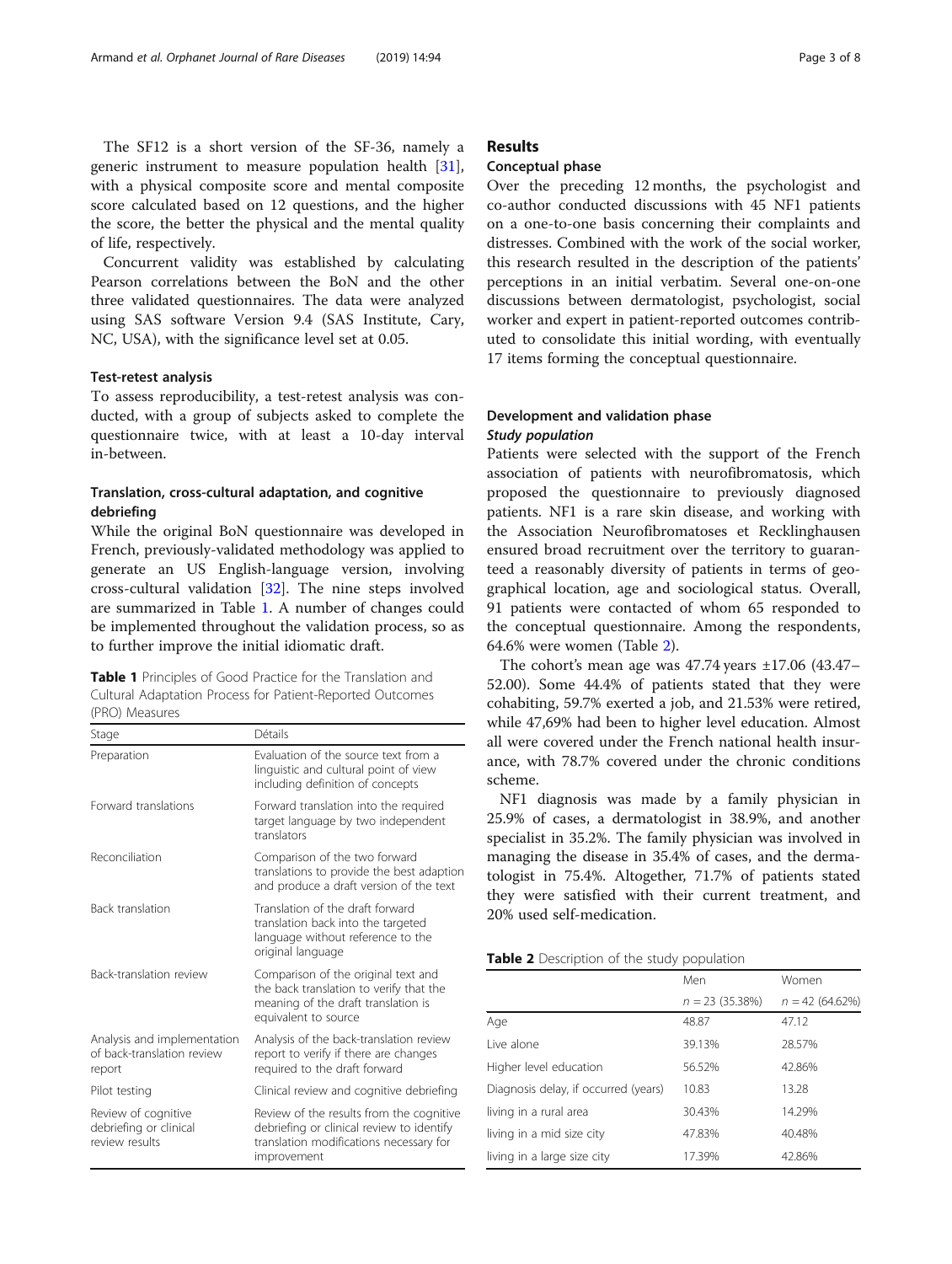The SF12 is a short version of the SF-36, namely a generic instrument to measure population health [31], with a physical composite score and mental composite score calculated based on 12 questions, and the higher the score, the better the physical and the mental quality of life, respectively.

Concurrent validity was established by calculating Pearson correlations between the BoN and the other three validated questionnaires. The data were analyzed using SAS software Version 9.4 (SAS Institute, Cary, NC, USA), with the significance level set at 0.05.

### Test-retest analysis

To assess reproducibility, a test-retest analysis was conducted, with a group of subjects asked to complete the questionnaire twice, with at least a 10-day interval in-between.

### Translation, cross-cultural adaptation, and cognitive debriefing

While the original BoN questionnaire was developed in French, previously-validated methodology was applied to generate an US English-language version, involving cross-cultural validation [32]. The nine steps involved are summarized in Table 1. A number of changes could be implemented throughout the validation process, so as to further improve the initial idiomatic draft.

**Table 1** Principles of Good Practice for the Translation and Cultural Adaptation Process for Patient-Reported Outcomes (PRO) Measures

| Stage | Détails |
|---|---|
| Preparation | Evaluation of the source text from a linguistic and cultural point of view including definition of concepts |
| Forward translations | Forward translation into the required target language by two independent translators |
| Reconciliation | Comparison of the two forward translations to provide the best adaption and produce a draft version of the text |
| Back translation | Translation of the draft forward translation back into the targeted language without reference to the original language |
| Back-translation review | Comparison of the original text and the back translation to verify that the meaning of the draft translation is equivalent to source |
| Analysis and implementation of back-translation review report | Analysis of the back-translation review report to verify if there are changes required to the draft forward |
| Pilot testing | Clinical review and cognitive debriefing |
| Review of cognitive debriefing or clinical review results | Review of the results from the cognitive debriefing or clinical review to identify translation modifications necessary for improvement |

## Results

### Conceptual phase

Over the preceding 12 months, the psychologist and co-author conducted discussions with 45 NF1 patients on a one-to-one basis concerning their complaints and distresses. Combined with the work of the social worker, this research resulted in the description of the patients' perceptions in an initial verbatim. Several one-on-one discussions between dermatologist, psychologist, social worker and expert in patient-reported outcomes contributed to consolidate this initial wording, with eventually 17 items forming the conceptual questionnaire.

### Development and validation phase

#### *Study population*

Patients were selected with the support of the French association of patients with neurofibromatosis, which proposed the questionnaire to previously diagnosed patients. NF1 is a rare skin disease, and working with the Association Neurofibromatoses et Recklinghausen ensured broad recruitment over the territory to guaranteed a reasonably diversity of patients in terms of geographical location, age and sociological status. Overall, 91 patients were contacted of whom 65 responded to the conceptual questionnaire. Among the respondents, 64.6% were women (Table 2).

The cohort's mean age was 47.74 years ±17.06 (43.47–52.00). Some 44.4% of patients stated that they were cohabiting, 59.7% exerted a job, and 21.53% were retired, while 47,69% had been to higher level education. Almost all were covered under the French national health insurance, with 78.7% covered under the chronic conditions scheme.

NF1 diagnosis was made by a family physician in 25.9% of cases, a dermatologist in 38.9%, and another specialist in 35.2%. The family physician was involved in managing the disease in 35.4% of cases, and the dermatologist in 75.4%. Altogether, 71.7% of patients stated they were satisfied with their current treatment, and 20% used self-medication.

**Table 2** Description of the study population

| | Men | Women |
|---|---|---|
| | n = 23 (35.38%) | n = 42 (64.62%) |
| Age | 48.87 | 47.12 |
| Live alone | 39.13% | 28.57% |
| Higher level education | 56.52% | 42.86% |
| Diagnosis delay, if occurred (years) | 10.83 | 13.28 |
| living in a rural area | 30.43% | 14.29% |
| living in a mid size city | 47.83% | 40.48% |
| living in a large size city | 17.39% | 42.86% |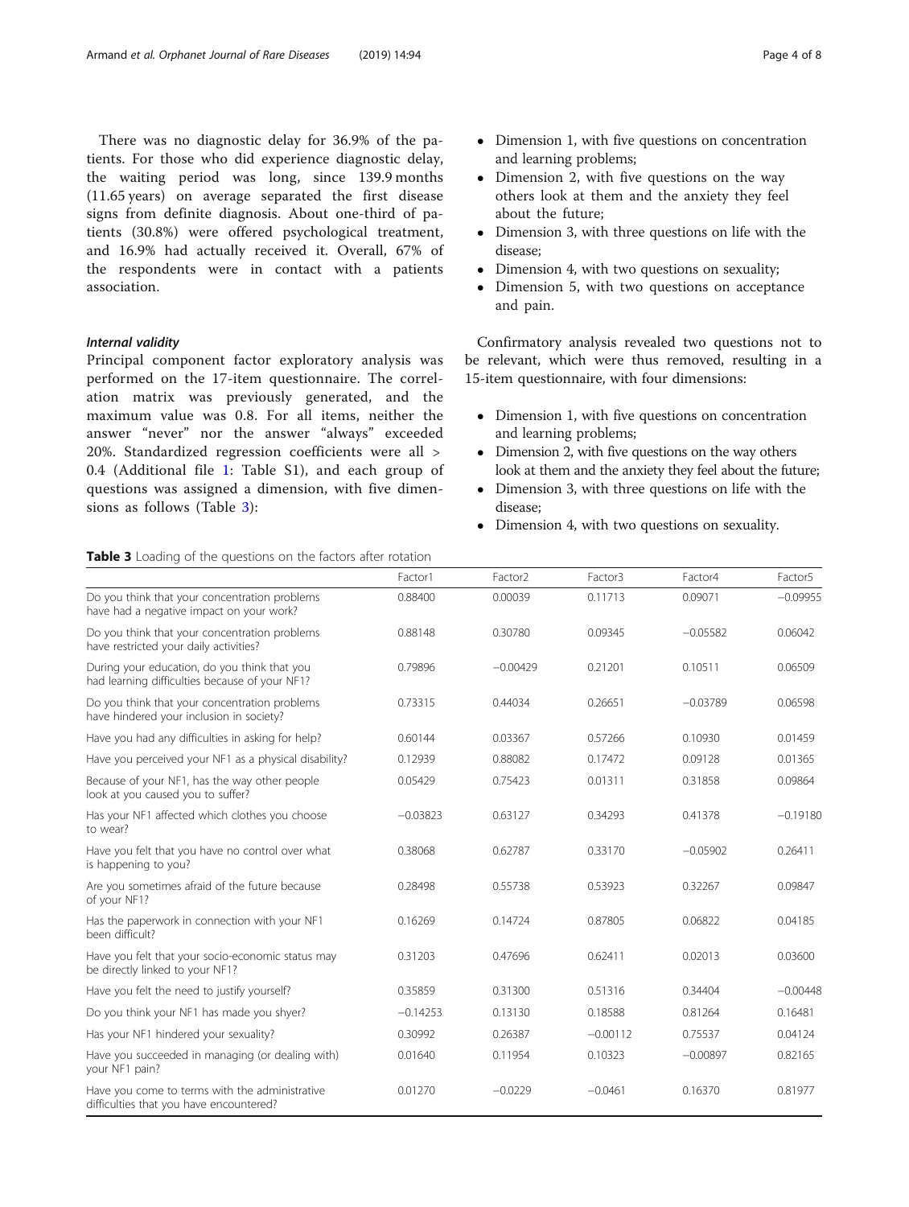There was no diagnostic delay for 36.9% of the patients. For those who did experience diagnostic delay, the waiting period was long, since 139.9 months (11.65 years) on average separated the first disease signs from definite diagnosis. About one-third of patients (30.8%) were offered psychological treatment, and 16.9% had actually received it. Overall, 67% of the respondents were in contact with a patients association.

### Internal validity

Principal component factor exploratory analysis was performed on the 17-item questionnaire. The correlation matrix was previously generated, and the maximum value was 0.8. For all items, neither the answer "never" nor the answer "always" exceeded 20%. Standardized regression coefficients were all > 0.4 (Additional file 1: Table S1), and each group of questions was assigned a dimension, with five dimensions as follows (Table 3):

- Dimension 1, with five questions on concentration and learning problems;
- Dimension 2, with five questions on the way others look at them and the anxiety they feel about the future;
- Dimension 3, with three questions on life with the disease;
- Dimension 4, with two questions on sexuality;
- Dimension 5, with two questions on acceptance and pain.

Confirmatory analysis revealed two questions not to be relevant, which were thus removed, resulting in a 15-item questionnaire, with four dimensions:

- Dimension 1, with five questions on concentration and learning problems;
- Dimension 2, with five questions on the way others look at them and the anxiety they feel about the future;
- Dimension 3, with three questions on life with the disease;
- Dimension 4, with two questions on sexuality.

**Table 3** Loading of the questions on the factors after rotation

| | Factor1 | Factor2 | Factor3 | Factor4 | Factor5 |
|---|---|---|---|---|---|
| Do you think that your concentration problems have had a negative impact on your work? | 0.88400 | 0.00039 | 0.11713 | 0.09071 | −0.09955 |
| Do you think that your concentration problems have restricted your daily activities? | 0.88148 | 0.30780 | 0.09345 | −0.05582 | 0.06042 |
| During your education, do you think that you had learning difficulties because of your NF1? | 0.79896 | −0.00429 | 0.21201 | 0.10511 | 0.06509 |
| Do you think that your concentration problems have hindered your inclusion in society? | 0.73315 | 0.44034 | 0.26651 | −0.03789 | 0.06598 |
| Have you had any difficulties in asking for help? | 0.60144 | 0.03367 | 0.57266 | 0.10930 | 0.01459 |
| Have you perceived your NF1 as a physical disability? | 0.12939 | 0.88082 | 0.17472 | 0.09128 | 0.01365 |
| Because of your NF1, has the way other people look at you caused you to suffer? | 0.05429 | 0.75423 | 0.01311 | 0.31858 | 0.09864 |
| Has your NF1 affected which clothes you choose to wear? | −0.03823 | 0.63127 | 0.34293 | 0.41378 | −0.19180 |
| Have you felt that you have no control over what is happening to you? | 0.38068 | 0.62787 | 0.33170 | −0.05902 | 0.26411 |
| Are you sometimes afraid of the future because of your NF1? | 0.28498 | 0.55738 | 0.53923 | 0.32267 | 0.09847 |
| Has the paperwork in connection with your NF1 been difficult? | 0.16269 | 0.14724 | 0.87805 | 0.06822 | 0.04185 |
| Have you felt that your socio-economic status may be directly linked to your NF1? | 0.31203 | 0.47696 | 0.62411 | 0.02013 | 0.03600 |
| Have you felt the need to justify yourself? | 0.35859 | 0.31300 | 0.51316 | 0.34404 | −0.00448 |
| Do you think your NF1 has made you shyer? | −0.14253 | 0.13130 | 0.18588 | 0.81264 | 0.16481 |
| Has your NF1 hindered your sexuality? | 0.30992 | 0.26387 | −0.00112 | 0.75537 | 0.04124 |
| Have you succeeded in managing (or dealing with) your NF1 pain? | 0.01640 | 0.11954 | 0.10323 | −0.00897 | 0.82165 |
| Have you come to terms with the administrative difficulties that you have encountered? | 0.01270 | −0.0229 | −0.0461 | 0.16370 | 0.81977 |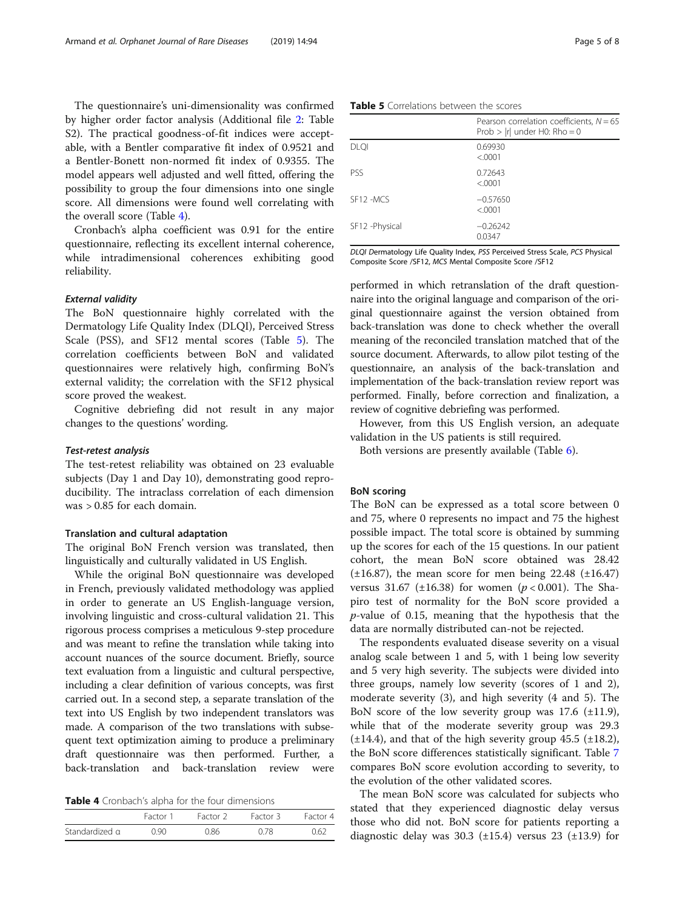The questionnaire's uni-dimensionality was confirmed by higher order factor analysis (Additional file 2: Table S2). The practical goodness-of-fit indices were acceptable, with a Bentler comparative fit index of 0.9521 and a Bentler-Bonett non-normed fit index of 0.9355. The model appears well adjusted and well fitted, offering the possibility to group the four dimensions into one single score. All dimensions were found well correlating with the overall score (Table 4).

Cronbach's alpha coefficient was 0.91 for the entire questionnaire, reflecting its excellent internal coherence, while intradimensional coherences exhibiting good reliability.

#### *External validity*

The BoN questionnaire highly correlated with the Dermatology Life Quality Index (DLQI), Perceived Stress Scale (PSS), and SF12 mental scores (Table 5). The correlation coefficients between BoN and validated questionnaires were relatively high, confirming BoN's external validity; the correlation with the SF12 physical score proved the weakest.

Cognitive debriefing did not result in any major changes to the questions' wording.

#### *Test-retest analysis*

The test-retest reliability was obtained on 23 evaluable subjects (Day 1 and Day 10), demonstrating good reproducibility. The intraclass correlation of each dimension was > 0.85 for each domain.

### Translation and cultural adaptation

The original BoN French version was translated, then linguistically and culturally validated in US English.

While the original BoN questionnaire was developed in French, previously validated methodology was applied in order to generate an US English-language version, involving linguistic and cross-cultural validation 21. This rigorous process comprises a meticulous 9-step procedure and was meant to refine the translation while taking into account nuances of the source document. Briefly, source text evaluation from a linguistic and cultural perspective, including a clear definition of various concepts, was first carried out. In a second step, a separate translation of the text into US English by two independent translators was made. A comparison of the two translations with subsequent text optimization aiming to produce a preliminary draft questionnaire was then performed. Further, a back-translation and back-translation review were performed in which retranslation of the draft questionnaire into the original language and comparison of the original questionnaire against the version obtained from back-translation was done to check whether the overall meaning of the reconciled translation matched that of the source document. Afterwards, to allow pilot testing of the questionnaire, an analysis of the back-translation and implementation of the back-translation review report was performed. Finally, before correction and finalization, a review of cognitive debriefing was performed.

However, from this US English version, an adequate validation in the US patients is still required.

Both versions are presently available (Table 6).

**Table 4** Cronbach's alpha for the four dimensions

| | Factor 1 | Factor 2 | Factor 3 | Factor 4 |
|---|---|---|---|---|
| Standardized α | 0.90 | 0.86 | 0.78 | 0.62 |

**Table 5** Correlations between the scores

| | Pearson correlation coefficients, N = 65<br>Prob > \|r\| under H0: Rho = 0 |
|---|---|
| DLQI | 0.69930<br><.0001 |
| PSS | 0.72643<br><.0001 |
| SF12 -MCS | −0.57650<br><.0001 |
| SF12 -Physical | −0.26242<br>0.0347 |

*DLQI* Dermatology Life Quality Index, *PSS* Perceived Stress Scale, *PCS* Physical Composite Score /SF12, *MCS* Mental Composite Score /SF12

### BoN scoring

The BoN can be expressed as a total score between 0 and 75, where 0 represents no impact and 75 the highest possible impact. The total score is obtained by summing up the scores for each of the 15 questions. In our patient cohort, the mean BoN score obtained was 28.42 (±16.87), the mean score for men being 22.48 (±16.47) versus 31.67 (±16.38) for women ($p < 0.001$). The Shapiro test of normality for the BoN score provided a $p$-value of 0.15, meaning that the hypothesis that the data are normally distributed can-not be rejected.

The respondents evaluated disease severity on a visual analog scale between 1 and 5, with 1 being low severity and 5 very high severity. The subjects were divided into three groups, namely low severity (scores of 1 and 2), moderate severity (3), and high severity (4 and 5). The BoN score of the low severity group was 17.6 (±11.9), while that of the moderate severity group was 29.3 (±14.4), and that of the high severity group 45.5 (±18.2), the BoN score differences statistically significant. Table 7 compares BoN score evolution according to severity, to the evolution of the other validated scores.

The mean BoN score was calculated for subjects who stated that they experienced diagnostic delay versus those who did not. BoN score for patients reporting a diagnostic delay was 30.3 (±15.4) versus 23 (±13.9) for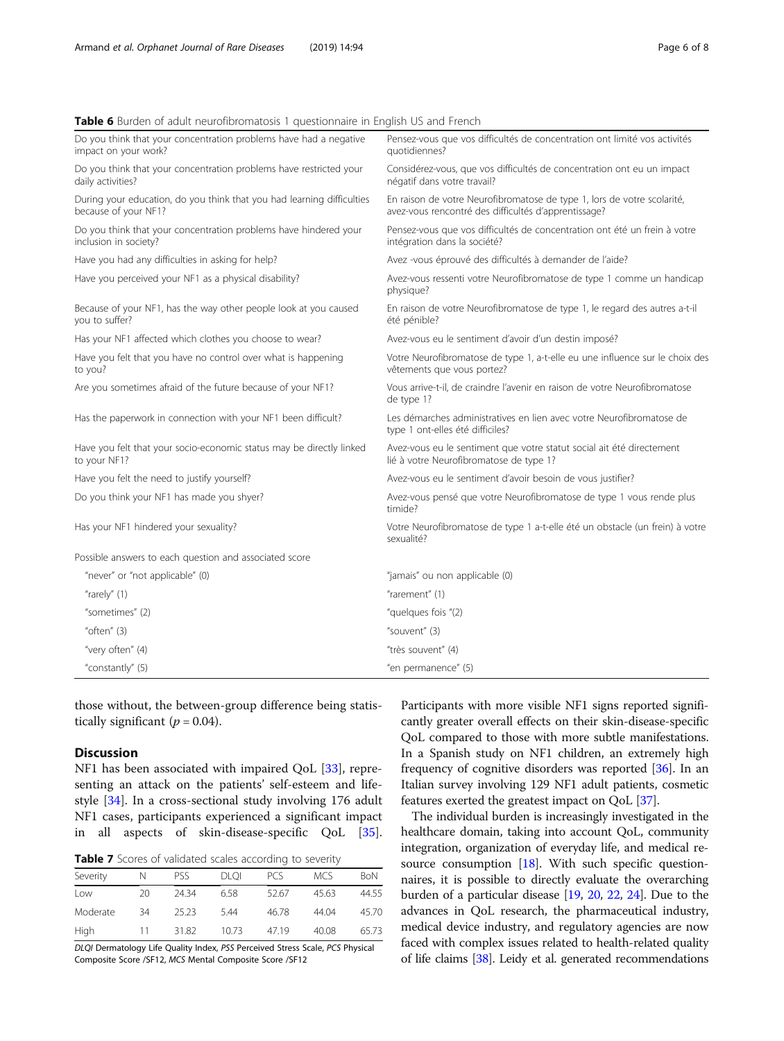**Table 6** Burden of adult neurofibromatosis 1 questionnaire in English US and French

| | |
|---|---|
| Do you think that your concentration problems have had a negative impact on your work? | Pensez-vous que vos difficultés de concentration ont limité vos activités quotidiennes? |
| Do you think that your concentration problems have restricted your daily activities? | Considérez-vous, que vos difficultés de concentration ont eu un impact négatif dans votre travail? |
| During your education, do you think that you had learning difficulties because of your NF1? | En raison de votre Neurofibromatose de type 1, lors de votre scolarité, avez-vous rencontré des difficultés d'apprentissage? |
| Do you think that your concentration problems have hindered your inclusion in society? | Pensez-vous que vos difficultés de concentration ont été un frein à votre intégration dans la société? |
| Have you had any difficulties in asking for help? | Avez -vous éprouvé des difficultés à demander de l'aide? |
| Have you perceived your NF1 as a physical disability? | Avez-vous ressenti votre Neurofibromatose de type 1 comme un handicap physique? |
| Because of your NF1, has the way other people look at you caused you to suffer? | En raison de votre Neurofibromatose de type 1, le regard des autres a-t-il été pénible? |
| Has your NF1 affected which clothes you choose to wear? | Avez-vous eu le sentiment d'avoir d'un destin imposé? |
| Have you felt that you have no control over what is happening to you? | Votre Neurofibromatose de type 1, a-t-elle eu une influence sur le choix des vêtements que vous portez? |
| Are you sometimes afraid of the future because of your NF1? | Vous arrive-t-il, de craindre l'avenir en raison de votre Neurofibromatose de type 1? |
| Has the paperwork in connection with your NF1 been difficult? | Les démarches administratives en lien avec votre Neurofibromatose de type 1 ont-elles été difficiles? |
| Have you felt that your socio-economic status may be directly linked to your NF1? | Avez-vous eu le sentiment que votre statut social ait été directement lié à votre Neurofibromatose de type 1? |
| Have you felt the need to justify yourself? | Avez-vous eu le sentiment d'avoir besoin de vous justifier? |
| Do you think your NF1 has made you shyer? | Avez-vous pensé que votre Neurofibromatose de type 1 vous rende plus timide? |
| Has your NF1 hindered your sexuality? | Votre Neurofibromatose de type 1 a-t-elle été un obstacle (un frein) à votre sexualité? |
| Possible answers to each question and associated score | |
| "never" or "not applicable" (0) | "jamais" ou non applicable (0) |
| "rarely" (1) | "rarement" (1) |
| "sometimes" (2) | "quelques fois "(2) |
| "often" (3) | "souvent" (3) |
| "very often" (4) | "très souvent" (4) |
| "constantly" (5) | "en permanence" (5) |

those without, the between-group difference being statistically significant ($p = 0.04$).

## Discussion

NF1 has been associated with impaired QoL [33], representing an attack on the patients' self-esteem and lifestyle [34]. In a cross-sectional study involving 176 adult NF1 cases, participants experienced a significant impact in all aspects of skin-disease-specific QoL [35]. Participants with more visible NF1 signs reported significantly greater overall effects on their skin-disease-specific QoL compared to those with more subtle manifestations. In a Spanish study on NF1 children, an extremely high frequency of cognitive disorders was reported [36]. In an Italian survey involving 129 NF1 adult patients, cosmetic features exerted the greatest impact on QoL [37].

**Table 7** Scores of validated scales according to severity

| Severity | N | PSS | DLQI | PCS | MCS | BoN |
|---|---|---|---|---|---|---|
| Low | 20 | 24.34 | 6.58 | 52.67 | 45.63 | 44.55 |
| Moderate | 34 | 25.23 | 5.44 | 46.78 | 44.04 | 45.70 |
| High | 11 | 31.82 | 10.73 | 47.19 | 40.08 | 65.73 |

*DLQI* Dermatology Life Quality Index, *PSS* Perceived Stress Scale, *PCS* Physical Composite Score /SF12, *MCS* Mental Composite Score /SF12

The individual burden is increasingly investigated in the healthcare domain, taking into account QoL, community integration, organization of everyday life, and medical resource consumption [18]. With such specific questionnaires, it is possible to directly evaluate the overarching burden of a particular disease [19, 20, 22, 24]. Due to the advances in QoL research, the pharmaceutical industry, medical device industry, and regulatory agencies are now faced with complex issues related to health-related quality of life claims [38]. Leidy et al. generated recommendations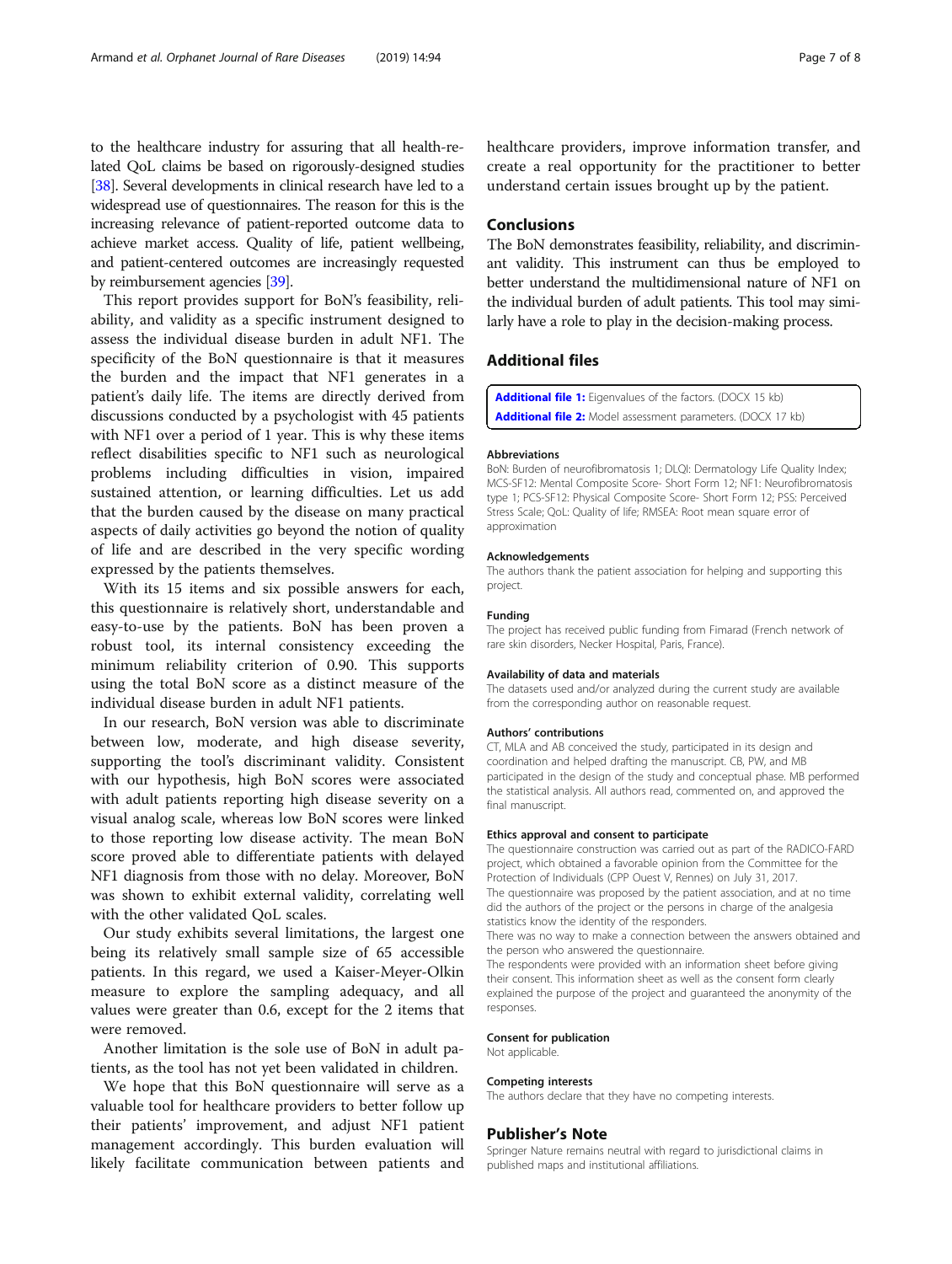to the healthcare industry for assuring that all health-related QoL claims be based on rigorously-designed studies [38]. Several developments in clinical research have led to a widespread use of questionnaires. The reason for this is the increasing relevance of patient-reported outcome data to achieve market access. Quality of life, patient wellbeing, and patient-centered outcomes are increasingly requested by reimbursement agencies [39].

This report provides support for BoN's feasibility, reliability, and validity as a specific instrument designed to assess the individual disease burden in adult NF1. The specificity of the BoN questionnaire is that it measures the burden and the impact that NF1 generates in a patient's daily life. The items are directly derived from discussions conducted by a psychologist with 45 patients with NF1 over a period of 1 year. This is why these items reflect disabilities specific to NF1 such as neurological problems including difficulties in vision, impaired sustained attention, or learning difficulties. Let us add that the burden caused by the disease on many practical aspects of daily activities go beyond the notion of quality of life and are described in the very specific wording expressed by the patients themselves.

With its 15 items and six possible answers for each, this questionnaire is relatively short, understandable and easy-to-use by the patients. BoN has been proven a robust tool, its internal consistency exceeding the minimum reliability criterion of 0.90. This supports using the total BoN score as a distinct measure of the individual disease burden in adult NF1 patients.

In our research, BoN version was able to discriminate between low, moderate, and high disease severity, supporting the tool's discriminant validity. Consistent with our hypothesis, high BoN scores were associated with adult patients reporting high disease severity on a visual analog scale, whereas low BoN scores were linked to those reporting low disease activity. The mean BoN score proved able to differentiate patients with delayed NF1 diagnosis from those with no delay. Moreover, BoN was shown to exhibit external validity, correlating well with the other validated QoL scales.

Our study exhibits several limitations, the largest one being its relatively small sample size of 65 accessible patients. In this regard, we used a Kaiser-Meyer-Olkin measure to explore the sampling adequacy, and all values were greater than 0.6, except for the 2 items that were removed.

Another limitation is the sole use of BoN in adult patients, as the tool has not yet been validated in children.

We hope that this BoN questionnaire will serve as a valuable tool for healthcare providers to better follow up their patients' improvement, and adjust NF1 patient management accordingly. This burden evaluation will likely facilitate communication between patients and healthcare providers, improve information transfer, and create a real opportunity for the practitioner to better understand certain issues brought up by the patient.

## Conclusions

The BoN demonstrates feasibility, reliability, and discriminant validity. This instrument can thus be employed to better understand the multidimensional nature of NF1 on the individual burden of adult patients. This tool may similarly have a role to play in the decision-making process.

## Additional files

**Additional file 1:** Eigenvalues of the factors. (DOCX 15 kb)
**Additional file 2:** Model assessment parameters. (DOCX 17 kb)

#### Abbreviations

BoN: Burden of neurofibromatosis 1; DLQI: Dermatology Life Quality Index; MCS-SF12: Mental Composite Score- Short Form 12; NF1: Neurofibromatosis type 1; PCS-SF12: Physical Composite Score- Short Form 12; PSS: Perceived Stress Scale; QoL: Quality of life; RMSEA: Root mean square error of approximation

#### Acknowledgements

The authors thank the patient association for helping and supporting this project.

#### Funding

The project has received public funding from Fimarad (French network of rare skin disorders, Necker Hospital, Paris, France).

#### Availability of data and materials

The datasets used and/or analyzed during the current study are available from the corresponding author on reasonable request.

#### Authors' contributions

CT, MLA and AB conceived the study, participated in its design and coordination and helped drafting the manuscript. CB, PW, and MB participated in the design of the study and conceptual phase. MB performed the statistical analysis. All authors read, commented on, and approved the final manuscript.

#### Ethics approval and consent to participate

The questionnaire construction was carried out as part of the RADICO-FARD project, which obtained a favorable opinion from the Committee for the Protection of Individuals (CPP Ouest V, Rennes) on July 31, 2017.

The questionnaire was proposed by the patient association, and at no time did the authors of the project or the persons in charge of the analgesia statistics know the identity of the responders.

There was no way to make a connection between the answers obtained and the person who answered the questionnaire.

The respondents were provided with an information sheet before giving their consent. This information sheet as well as the consent form clearly explained the purpose of the project and guaranteed the anonymity of the responses.

#### Consent for publication

Not applicable.

#### Competing interests

The authors declare that they have no competing interests.

## Publisher's Note

Springer Nature remains neutral with regard to jurisdictional claims in published maps and institutional affiliations.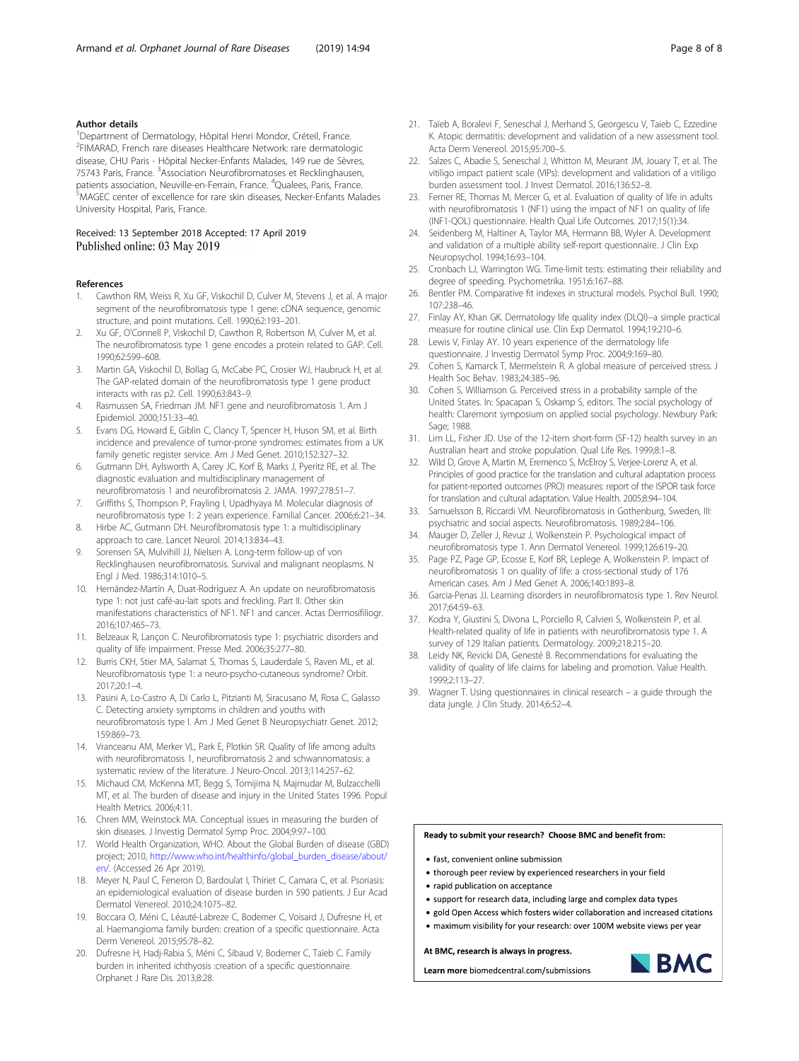## Author details

[1]Department of Dermatology, Hôpital Henri Mondor, Créteil, France. [2]FIMARAD, French rare diseases Healthcare Network: rare dermatologic disease, CHU Paris - Hôpital Necker-Enfants Malades, 149 rue de Sèvres, 75743 Paris, France. [3]Association Neurofibromatoses et Recklinghausen, patients association, Neuville-en-Ferrain, France. [4]Qualees, Paris, France. [5]MAGEC center of excellence for rare skin diseases, Necker-Enfants Malades University Hospital, Paris, France.

Received: 13 September 2018 Accepted: 17 April 2019
Published online: 03 May 2019

## References

1. Cawthon RM, Weiss R, Xu GF, Viskochil D, Culver M, Stevens J, et al. A major segment of the neurofibromatosis type 1 gene: cDNA sequence, genomic structure, and point mutations. Cell. 1990;62:193–201.
2. Xu GF, O'Connell P, Viskochil D, Cawthon R, Robertson M, Culver M, et al. The neurofibromatosis type 1 gene encodes a protein related to GAP. Cell. 1990;62:599–608.
3. Martin GA, Viskochil D, Bollag G, McCabe PC, Crosier WJ, Haubruck H, et al. The GAP-related domain of the neurofibromatosis type 1 gene product interacts with ras p2. Cell. 1990;63:843–9.
4. Rasmussen SA, Friedman JM. NF1 gene and neurofibromatosis 1. Am J Epidemiol. 2000;151:33–40.
5. Evans DG, Howard E, Giblin C, Clancy T, Spencer H, Huson SM, et al. Birth incidence and prevalence of tumor-prone syndromes: estimates from a UK family genetic register service. Am J Med Genet. 2010;152:327–32.
6. Gutmann DH, Aylsworth A, Carey JC, Korf B, Marks J, Pyeritz RE, et al. The diagnostic evaluation and multidisciplinary management of neurofibromatosis 1 and neurofibromatosis 2. JAMA. 1997;278:51–7.
7. Griffiths S, Thompson P, Frayling I, Upadhyaya M. Molecular diagnosis of neurofibromatosis type 1: 2 years experience. Familial Cancer. 2006;6:21–34.
8. Hirbe AC, Gutmann DH. Neurofibromatosis type 1: a multidisciplinary approach to care. Lancet Neurol. 2014;13:834–43.
9. Sorensen SA, Mulvihill JJ, Nielsen A. Long-term follow-up of von Recklinghausen neurofibromatosis. Survival and malignant neoplasms. N Engl J Med. 1986;314:1010–5.
10. Hernández-Martín A, Duat-Rodríguez A. An update on neurofibromatosis type 1: not just café-au-lait spots and freckling. Part II. Other skin manifestations characteristics of NF1. NF1 and cancer. Actas Dermosifiliogr. 2016;107:465–73.
11. Belzeaux R, Lançon C. Neurofibromatosis type 1: psychiatric disorders and quality of life impairment. Presse Med. 2006;35:277–80.
12. Burris CKH, Stier MA, Salamat S, Thomas S, Lauderdale S, Raven ML, et al. Neurofibromatosis type 1: a neuro-psycho-cutaneous syndrome? Orbit. 2017;20:1–4.
13. Pasini A, Lo-Castro A, Di Carlo L, Pitzianti M, Siracusano M, Rosa C, Galasso C. Detecting anxiety symptoms in children and youths with neurofibromatosis type I. Am J Med Genet B Neuropsychiatr Genet. 2012;159:869–73.
14. Vranceanu AM, Merker VL, Park E, Plotkin SR. Quality of life among adults with neurofibromatosis 1, neurofibromatosis 2 and schwannomatosis: a systematic review of the literature. J Neuro-Oncol. 2013;114:257–62.
15. Michaud CM, McKenna MT, Begg S, Tomijima N, Majmudar M, Bulzacchelli MT, et al. The burden of disease and injury in the United States 1996. Popul Health Metrics. 2006;4:11.
16. Chren MM, Weinstock MA. Conceptual issues in measuring the burden of skin diseases. J Investig Dermatol Symp Proc. 2004;9:97–100.
17. World Health Organization, WHO. About the Global Burden of disease (GBD) project; 2010, http://www.who.int/healthinfo/global_burden_disease/about/en/. (Accessed 26 Apr 2019).
18. Meyer N, Paul C, Feneron D, Bardoulat I, Thiriet C, Camara C, et al. Psoriasis: an epidemiological evaluation of disease burden in 590 patients. J Eur Acad Dermatol Venereol. 2010;24:1075–82.
19. Boccara O, Méni C, Léauté-Labreze C, Bodemer C, Voisard J, Dufresne H, et al. Haemangioma family burden: creation of a specific questionnaire. Acta Derm Venereol. 2015;95:78–82.
20. Dufresne H, Hadj-Rabia S, Méni C, Sibaud V, Bodemer C, Taïeb C. Family burden in inherited ichthyosis :creation of a specific questionnaire. Orphanet J Rare Dis. 2013;8:28.
21. Taïeb A, Boralevi F, Seneschal J, Merhand S, Georgescu V, Taieb C, Ezzedine K. Atopic dermatitis: development and validation of a new assessment tool. Acta Derm Venereol. 2015;95:700–5.
22. Salzes C, Abadie S, Seneschal J, Whitton M, Meurant JM, Jouary T, et al. The vitiligo impact patient scale (VIPs): development and validation of a vitiligo burden assessment tool. J Invest Dermatol. 2016;136:52–8.
23. Ferner RE, Thomas M, Mercer G, et al. Evaluation of quality of life in adults with neurofibromatosis 1 (NF1) using the impact of NF1 on quality of life (INF1-QOL) questionnaire. Health Qual Life Outcomes. 2017;15(1):34.
24. Seidenberg M, Haltiner A, Taylor MA, Hermann BB, Wyler A. Development and validation of a multiple ability self-report questionnaire. J Clin Exp Neuropsychol. 1994;16:93–104.
25. Cronbach LJ, Warrington WG. Time-limit tests: estimating their reliability and degree of speeding. Psychometrika. 1951;6:167–88.
26. Bentler PM. Comparative fit indexes in structural models. Psychol Bull. 1990;107:238–46.
27. Finlay AY, Khan GK. Dermatology life quality index (DLQI)--a simple practical measure for routine clinical use. Clin Exp Dermatol. 1994;19:210–6.
28. Lewis V, Finlay AY. 10 years experience of the dermatology life quality index. J Investig Dermatol Symp Proc. 2004;9:169–80.
29. Cohen S, Kamarck T, Mermelstein R. A global measure of perceived stress. J Health Soc Behav. 1983;24:385–96.
30. Cohen S, Williamson G. Perceived stress in a probability sample of the United States. In: Spacapan S, Oskamp S, editors. The social psychology of health: Claremont symposium on applied social psychology. Newbury Park: Sage; 1988.
31. Lim LL, Fisher JD. Use of the 12-item short-form (SF-12) health survey in an Australian heart and stroke population. Qual Life Res. 1999;8:1–8.
32. Wild D, Grove A, Martin M, Eremenco S, McElroy S, Verjee-Lorenz A, et al. Principles of good practice for the translation and cultural adaptation process for patient-reported outcomes (PRO) measures: report of the ISPOR task force for translation and cultural adaptation. Value Health. 2005;8:94–104.
33. Samuelsson B, Riccardi VM. Neurofibromatosis in Gothenburg, Sweden, III: psychiatric and social aspects. Neurofibromatosis. 1989;2:84–106.
34. Mauger D, Zeller J, Revuz J, Wolkenstein P. Psychological impact of neurofibromatosis type 1. Ann Dermatol Venereol. 1999;126:619–20.
35. Page PZ, Page GP, Ecosse E, Korf BR, Leplege A, Wolkenstein P. Impact of neurofibromatosis 1 on quality of life: a cross-sectional study of 176 American cases. Am J Med Genet A. 2006;140:1893–8.
36. Garcia-Penas JJ. Learning disorders in neurofibromatosis type 1. Rev Neurol. 2017;64:59–63.
37. Kodra Y, Giustini S, Divona L, Porciello R, Calvieri S, Wolkenstein P, et al. Health-related quality of life in patients with neurofibromatosis type 1. A survey of 129 Italian patients. Dermatology. 2009;218:215–20.
38. Leidy NK, Revicki DA, Geneste B. Recommendations for evaluating the validity of quality of life claims for labeling and promotion. Value Health. 1999;2:113–27.
39. Wagner T. Using questionnaires in clinical research – a guide through the data jungle. J Clin Study. 2014;6:52–4.